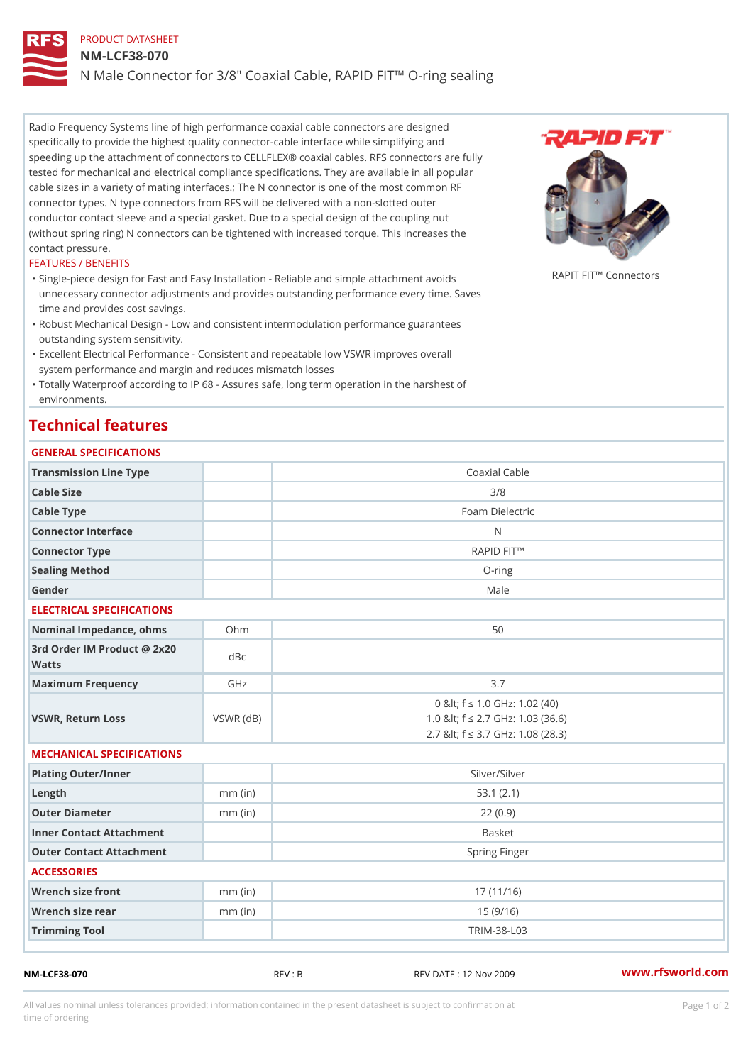PRODUCT DATASHEET

# NM-LCF38-070

## N Male Connector for 3/8" Coaxial Cable, RAPID FIT™ O-ring sealing

Radio Frequency Systems line of high performance coaxial cable connectors are designed specifically to provide the highest quality connector-cable interface while simplifying and speeding up the attachment of connectors to CELLFLEX® coaxial cables. RFS connectors are fully tested for mechanical and electrical compliance specifications. They are available in all popular cable sizes in a variety of mating interfaces.; The N connector is one of the most common RF connector types. N type connectors from RFS will be delivered with a non-slotted outer conductor contact sleeve and a special gasket. Due to a special design of the coupling nut (without spring ring) N connectors can be tightened with increased torque. This increases the contact pressure.

RAPIT FIT™ Connectors

FEATURES / BENEFITS

- Single-piece design for Fast and Easy Installation - Reliable and simple attachment avoids unnecessary connector adjustments and provides outstanding performance every time. Saves time and provides cost savings.
- Robust Mechanical Design - Low and consistent intermodulation performance guarantees outstanding system sensitivity.
- Excellent Electrical Performance - Consistent and repeatable low VSWR improves overall system performance and margin and reduces mismatch losses
- Totally Waterproof according to IP 68 - Assures safe, long term operation in the harshest of environments.

## Technical features

### GENERAL SPECIFICATIONS

| | | |
|---|---|---|
| Transmission Line Type | | Coaxial Cable |
| Cable Size | | 3/8 |
| Cable Type | | Foam Dielectric |
| Connector Interface | | N |
| Connector Type | | RAPID FIT™ |
| Sealing Method | | O-ring |
| Gender | | Male |

### ELECTRICAL SPECIFICATIONS

| | | |
|---|---|---|
| Nominal Impedance, ohms | Ohm | 50 |
| 3rd Order IM Product @ 2x20 Watts | dBc | |
| Maximum Frequency | GHz | 3.7 |
| VSWR, Return Loss | VSWR (dB) | 0 &lt; f ≤ 1.0 GHz: 1.02 (40)<br>1.0 &lt; f ≤ 2.7 GHz: 1.03 (36.6)<br>2.7 &lt; f ≤ 3.7 GHz: 1.08 (28.3) |

### MECHANICAL SPECIFICATIONS

| | | |
|---|---|---|
| Plating Outer/Inner | | Silver/Silver |
| Length | mm (in) | 53.1 (2.1) |
| Outer Diameter | mm (in) | 22 (0.9) |
| Inner Contact Attachment | | Basket |
| Outer Contact Attachment | | Spring Finger |

### ACCESSORIES

| | | |
|---|---|---|
| Wrench size front | mm (in) | 17 (11/16) |
| Wrench size rear | mm (in) | 15 (9/16) |
| Trimming Tool | | TRIM-38-L03 |

NM-LCF38-070 REV : B REV DATE : 12 Nov 2009 www.rfsworld.com

All values nominal unless tolerances provided; information contained in the present datasheet is subject to confirmation at time of ordering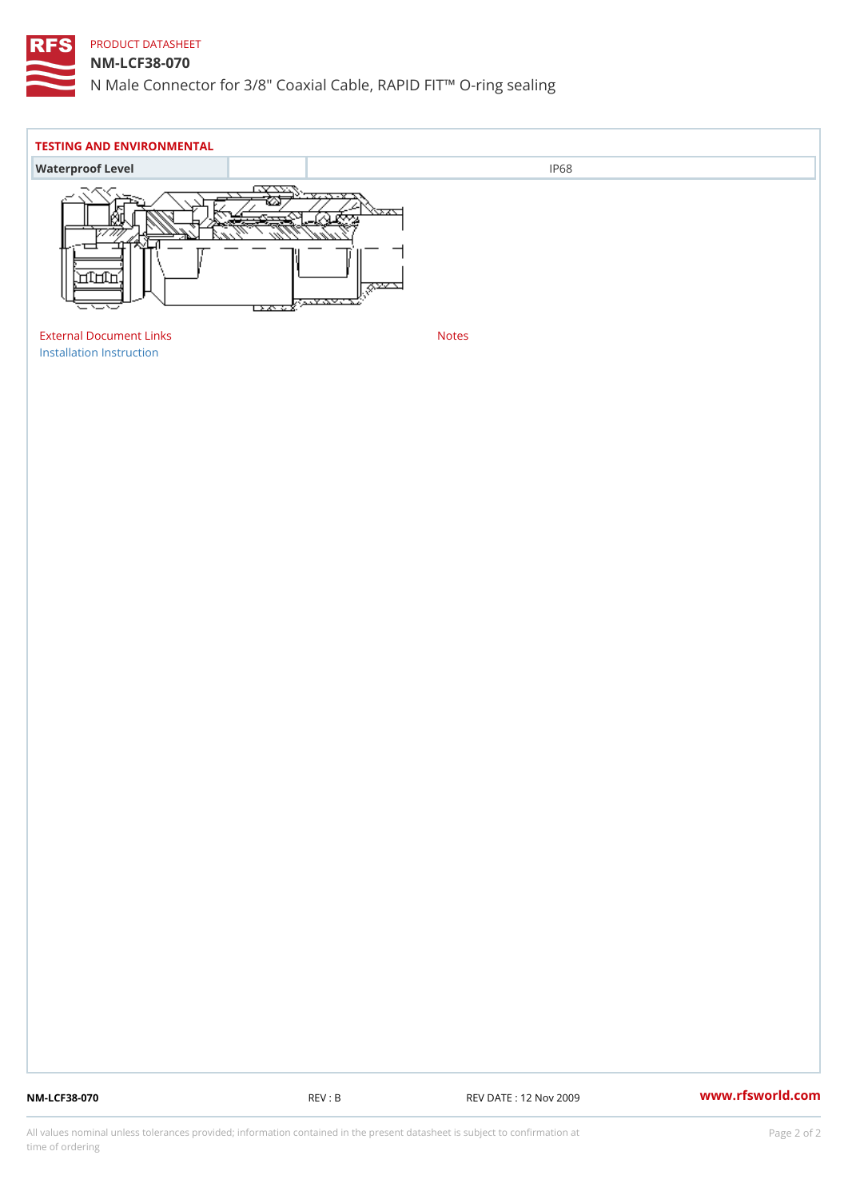## TESTING AND ENVIRONMENTAL

| | | |
|---|---|---|
| Waterproof Level | | IP68 |

External Document Links

Installation Instruction

Notes

NM-LCF38-070 REV : B REV DATE : 12 Nov 2009 www.rfsworld.com

All values nominal unless tolerances provided; information contained in the present datasheet is subject to confirmation at time of ordering